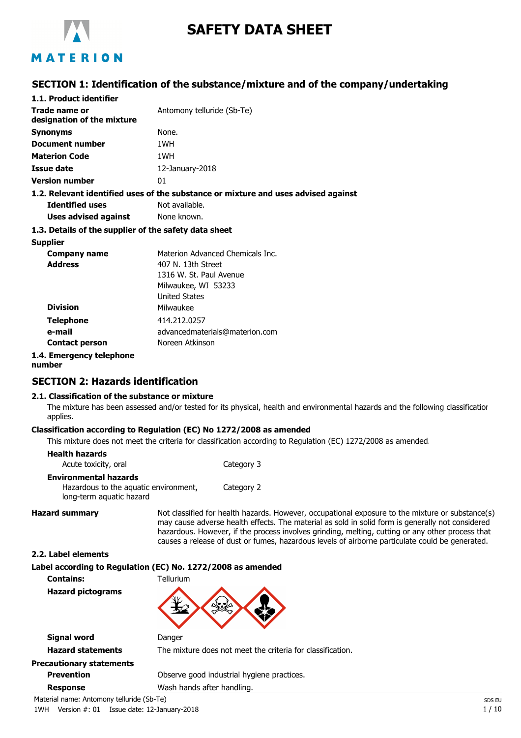# SAFETY DATA SHEET

## SECTION 1: Identification of the substance/mixture and of the company/undertaking

### 1.1. Product identifier

| | |
|---|---|
| **Trade name or designation of the mixture** | Antomony telluride (Sb-Te) |
| **Synonyms** | None. |
| **Document number** | 1WH |
| **Materion Code** | 1WH |
| **Issue date** | 12-January-2018 |
| **Version number** | 01 |

### 1.2. Relevant identified uses of the substance or mixture and uses advised against

| | |
|---|---|
| **Identified uses** | Not available. |
| **Uses advised against** | None known. |

### 1.3. Details of the supplier of the safety data sheet

**Supplier**

| | |
|---|---|
| **Company name** | Materion Advanced Chemicals Inc. |
| **Address** | 407 N. 13th Street<br>1316 W. St. Paul Avenue<br>Milwaukee, WI 53233<br>United States |
| **Division** | Milwaukee |
| **Telephone** | 414.212.0257 |
| **e-mail** | advancedmaterials@materion.com |
| **Contact person** | Noreen Atkinson |

### 1.4. Emergency telephone number

## SECTION 2: Hazards identification

### 2.1. Classification of the substance or mixture

The mixture has been assessed and/or tested for its physical, health and environmental hazards and the following classification applies.

**Classification according to Regulation (EC) No 1272/2008 as amended**

This mixture does not meet the criteria for classification according to Regulation (EC) 1272/2008 as amended.

**Health hazards**

| | |
|---|---|
| Acute toxicity, oral | Category 3 |

**Environmental hazards**

| | |
|---|---|
| Hazardous to the aquatic environment, long-term aquatic hazard | Category 2 |

**Hazard summary**

Not classified for health hazards. However, occupational exposure to the mixture or substance(s) may cause adverse health effects. The material as sold in solid form is generally not considered hazardous. However, if the process involves grinding, melting, cutting or any other process that causes a release of dust or fumes, hazardous levels of airborne particulate could be generated.

### 2.2. Label elements

**Label according to Regulation (EC) No. 1272/2008 as amended**

| | |
|---|---|
| **Contains:** | Tellurium |
| **Hazard pictograms** | |
| **Signal word** | Danger |
| **Hazard statements** | The mixture does not meet the criteria for classification. |

**Precautionary statements**

| | |
|---|---|
| **Prevention** | Observe good industrial hygiene practices. |
| **Response** | Wash hands after handling. |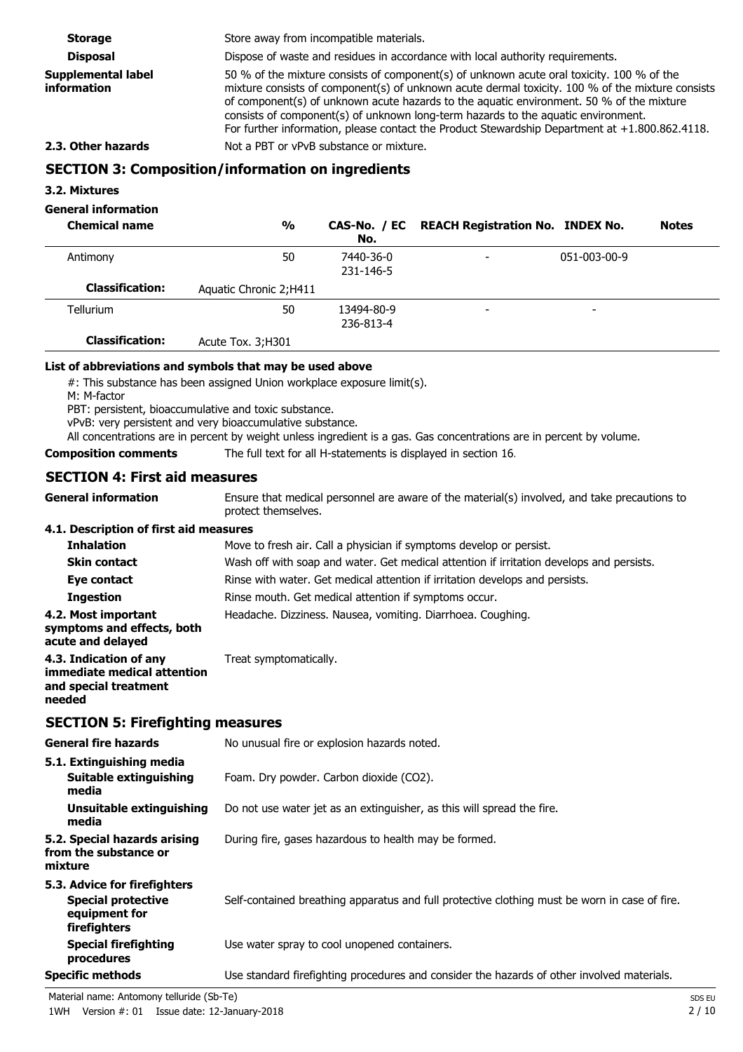| | |
|---|---|
| **Storage** | Store away from incompatible materials. |
| **Disposal** | Dispose of waste and residues in accordance with local authority requirements. |
| **Supplemental label information** | 50 % of the mixture consists of component(s) of unknown acute oral toxicity. 100 % of the mixture consists of component(s) of unknown acute dermal toxicity. 100 % of the mixture consists of component(s) of unknown acute hazards to the aquatic environment. 50 % of the mixture consists of component(s) of unknown long-term hazards to the aquatic environment. For further information, please contact the Product Stewardship Department at +1.800.862.4118. |

**2.3. Other hazards** Not a PBT or vPvB substance or mixture.

## SECTION 3: Composition/information on ingredients

### 3.2. Mixtures

**General information**

| Chemical name | % | CAS-No. / EC No. | REACH Registration No. | INDEX No. | Notes |
|---|---|---|---|---|---|
| Antimony | 50 | 7440-36-0 231-146-5 | - | 051-003-00-9 | |
| **Classification:** | Aquatic Chronic 2;H411 | | | | |
| Tellurium | 50 | 13494-80-9 236-813-4 | - | - | |
| **Classification:** | Acute Tox. 3;H301 | | | | |

**List of abbreviations and symbols that may be used above**

#: This substance has been assigned Union workplace exposure limit(s).
M: M-factor
PBT: persistent, bioaccumulative and toxic substance.
vPvB: very persistent and very bioaccumulative substance.
All concentrations are in percent by weight unless ingredient is a gas. Gas concentrations are in percent by volume.

**Composition comments** The full text for all H-statements is displayed in section 16.

## SECTION 4: First aid measures

**General information** Ensure that medical personnel are aware of the material(s) involved, and take precautions to protect themselves.

### 4.1. Description of first aid measures

| | |
|---|---|
| **Inhalation** | Move to fresh air. Call a physician if symptoms develop or persist. |
| **Skin contact** | Wash off with soap and water. Get medical attention if irritation develops and persists. |
| **Eye contact** | Rinse with water. Get medical attention if irritation develops and persists. |
| **Ingestion** | Rinse mouth. Get medical attention if symptoms occur. |
| **4.2. Most important symptoms and effects, both acute and delayed** | Headache. Dizziness. Nausea, vomiting. Diarrhoea. Coughing. |
| **4.3. Indication of any immediate medical attention and special treatment needed** | Treat symptomatically. |

## SECTION 5: Firefighting measures

| | |
|---|---|
| **General fire hazards** | No unusual fire or explosion hazards noted. |
| **5.1. Extinguishing media** | |
| **Suitable extinguishing media** | Foam. Dry powder. Carbon dioxide ($CO_2$). |
| **Unsuitable extinguishing media** | Do not use water jet as an extinguisher, as this will spread the fire. |
| **5.2. Special hazards arising from the substance or mixture** | During fire, gases hazardous to health may be formed. |
| **5.3. Advice for firefighters** | |
| **Special protective equipment for firefighters** | Self-contained breathing apparatus and full protective clothing must be worn in case of fire. |
| **Special firefighting procedures** | Use water spray to cool unopened containers. |
| **Specific methods** | Use standard firefighting procedures and consider the hazards of other involved materials. |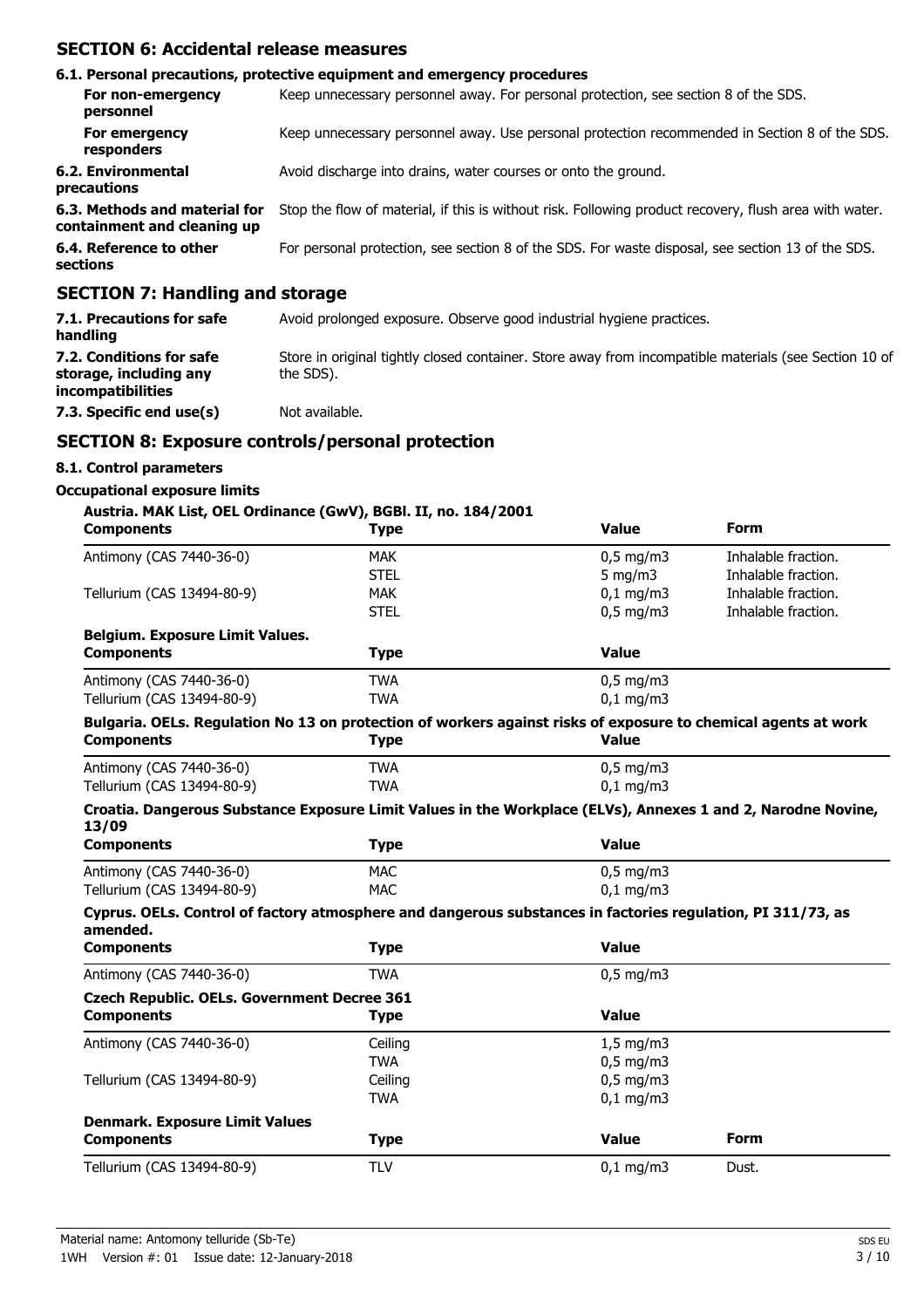## SECTION 6: Accidental release measures

### 6.1. Personal precautions, protective equipment and emergency procedures

| | |
|---|---|
| **For non-emergency personnel** | Keep unnecessary personnel away. For personal protection, see section 8 of the SDS. |
| **For emergency responders** | Keep unnecessary personnel away. Use personal protection recommended in Section 8 of the SDS. |
| **6.2. Environmental precautions** | Avoid discharge into drains, water courses or onto the ground. |
| **6.3. Methods and material for containment and cleaning up** | Stop the flow of material, if this is without risk. Following product recovery, flush area with water. |
| **6.4. Reference to other sections** | For personal protection, see section 8 of the SDS. For waste disposal, see section 13 of the SDS. |

## SECTION 7: Handling and storage

| | |
|---|---|
| **7.1. Precautions for safe handling** | Avoid prolonged exposure. Observe good industrial hygiene practices. |
| **7.2. Conditions for safe storage, including any incompatibilities** | Store in original tightly closed container. Store away from incompatible materials (see Section 10 of the SDS). |
| **7.3. Specific end use(s)** | Not available. |

## SECTION 8: Exposure controls/personal protection

### 8.1. Control parameters

**Occupational exposure limits**

**Austria. MAK List, OEL Ordinance (GwV), BGBl. II, no. 184/2001**

| Components | Type | Value | Form |
|---|---|---|---|
| Antimony (CAS 7440-36-0) | MAK | 0,5 mg/m3 | Inhalable fraction. |
| | STEL | 5 mg/m3 | Inhalable fraction. |
| Tellurium (CAS 13494-80-9) | MAK | 0,1 mg/m3 | Inhalable fraction. |
| | STEL | 0,5 mg/m3 | Inhalable fraction. |

**Belgium. Exposure Limit Values.**

| Components | Type | Value |
|---|---|---|
| Antimony (CAS 7440-36-0) | TWA | 0,5 mg/m3 |
| Tellurium (CAS 13494-80-9) | TWA | 0,1 mg/m3 |

**Bulgaria. OELs. Regulation No 13 on protection of workers against risks of exposure to chemical agents at work**

| Components | Type | Value |
|---|---|---|
| Antimony (CAS 7440-36-0) | TWA | 0,5 mg/m3 |
| Tellurium (CAS 13494-80-9) | TWA | 0,1 mg/m3 |

**Croatia. Dangerous Substance Exposure Limit Values in the Workplace (ELVs), Annexes 1 and 2, Narodne Novine, 13/09**

| Components | Type | Value |
|---|---|---|
| Antimony (CAS 7440-36-0) | MAC | 0,5 mg/m3 |
| Tellurium (CAS 13494-80-9) | MAC | 0,1 mg/m3 |

**Cyprus. OELs. Control of factory atmosphere and dangerous substances in factories regulation, PI 311/73, as amended.**

| Components | Type | Value |
|---|---|---|
| Antimony (CAS 7440-36-0) | TWA | 0,5 mg/m3 |

**Czech Republic. OELs. Government Decree 361**

| Components | Type | Value |
|---|---|---|
| Antimony (CAS 7440-36-0) | Ceiling | 1,5 mg/m3 |
| | TWA | 0,5 mg/m3 |
| Tellurium (CAS 13494-80-9) | Ceiling | 0,5 mg/m3 |
| | TWA | 0,1 mg/m3 |

**Denmark. Exposure Limit Values**

| Components | Type | Value | Form |
|---|---|---|---|
| Tellurium (CAS 13494-80-9) | TLV | 0,1 mg/m3 | Dust. |

Material name: Antomony telluride (Sb-Te)
1WH Version #: 01 Issue date: 12-January-2018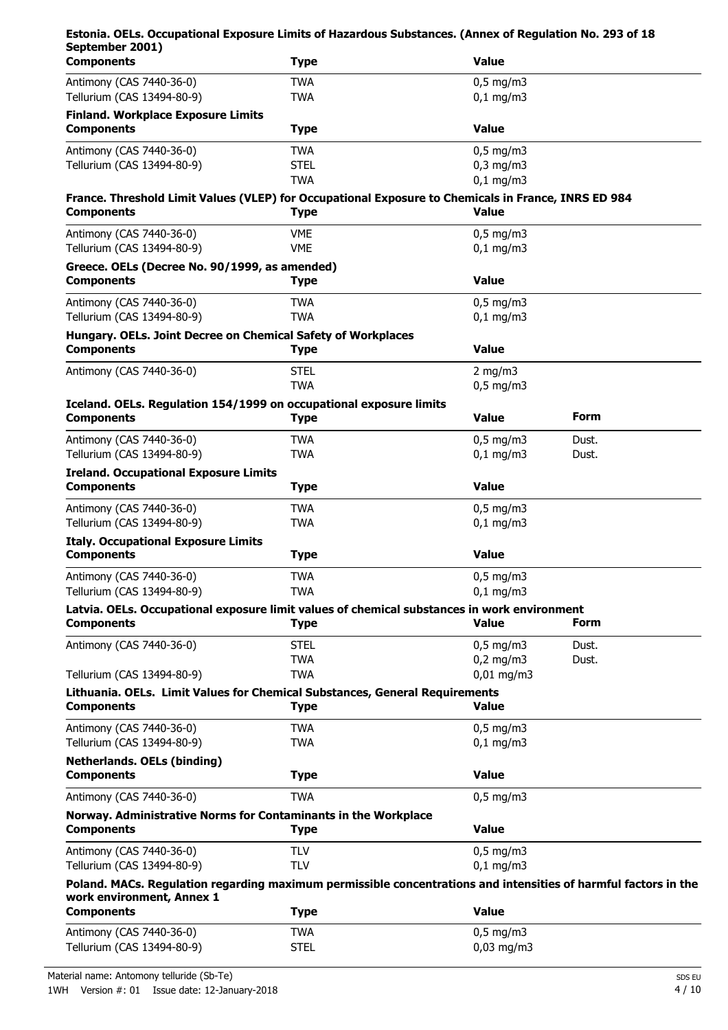**Estonia. OELs. Occupational Exposure Limits of Hazardous Substances. (Annex of Regulation No. 293 of 18 September 2001)**

| Components | Type | Value |
|---|---|---|
| Antimony (CAS 7440-36-0) | TWA | 0,5 mg/m3 |
| Tellurium (CAS 13494-80-9) | TWA | 0,1 mg/m3 |

**Finland. Workplace Exposure Limits**

| Components | Type | Value |
|---|---|---|
| Antimony (CAS 7440-36-0) | TWA | 0,5 mg/m3 |
| Tellurium (CAS 13494-80-9) | STEL | 0,3 mg/m3 |
| | TWA | 0,1 mg/m3 |

**France. Threshold Limit Values (VLEP) for Occupational Exposure to Chemicals in France, INRS ED 984**

| Components | Type | Value |
|---|---|---|
| Antimony (CAS 7440-36-0) | VME | 0,5 mg/m3 |
| Tellurium (CAS 13494-80-9) | VME | 0,1 mg/m3 |

**Greece. OELs (Decree No. 90/1999, as amended)**

| Components | Type | Value |
|---|---|---|
| Antimony (CAS 7440-36-0) | TWA | 0,5 mg/m3 |
| Tellurium (CAS 13494-80-9) | TWA | 0,1 mg/m3 |

**Hungary. OELs. Joint Decree on Chemical Safety of Workplaces**

| Components | Type | Value |
|---|---|---|
| Antimony (CAS 7440-36-0) | STEL | 2 mg/m3 |
| | TWA | 0,5 mg/m3 |

**Iceland. OELs. Regulation 154/1999 on occupational exposure limits**

| Components | Type | Value | Form |
|---|---|---|---|
| Antimony (CAS 7440-36-0) | TWA | 0,5 mg/m3 | Dust. |
| Tellurium (CAS 13494-80-9) | TWA | 0,1 mg/m3 | Dust. |

**Ireland. Occupational Exposure Limits**

| Components | Type | Value |
|---|---|---|
| Antimony (CAS 7440-36-0) | TWA | 0,5 mg/m3 |
| Tellurium (CAS 13494-80-9) | TWA | 0,1 mg/m3 |

**Italy. Occupational Exposure Limits**

| Components | Type | Value |
|---|---|---|
| Antimony (CAS 7440-36-0) | TWA | 0,5 mg/m3 |
| Tellurium (CAS 13494-80-9) | TWA | 0,1 mg/m3 |

**Latvia. OELs. Occupational exposure limit values of chemical substances in work environment**

| Components | Type | Value | Form |
|---|---|---|---|
| Antimony (CAS 7440-36-0) | STEL | 0,5 mg/m3 | Dust. |
| | TWA | 0,2 mg/m3 | Dust. |
| Tellurium (CAS 13494-80-9) | TWA | 0,01 mg/m3 | |

**Lithuania. OELs. Limit Values for Chemical Substances, General Requirements**

| Components | Type | Value |
|---|---|---|
| Antimony (CAS 7440-36-0) | TWA | 0,5 mg/m3 |
| Tellurium (CAS 13494-80-9) | TWA | 0,1 mg/m3 |

**Netherlands. OELs (binding)**

| Components | Type | Value |
|---|---|---|
| Antimony (CAS 7440-36-0) | TWA | 0,5 mg/m3 |

**Norway. Administrative Norms for Contaminants in the Workplace**

| Components | Type | Value |
|---|---|---|
| Antimony (CAS 7440-36-0) | TLV | 0,5 mg/m3 |
| Tellurium (CAS 13494-80-9) | TLV | 0,1 mg/m3 |

**Poland. MACs. Regulation regarding maximum permissible concentrations and intensities of harmful factors in the work environment, Annex 1**

| Components | Type | Value |
|---|---|---|
| Antimony (CAS 7440-36-0) | TWA | 0,5 mg/m3 |
| Tellurium (CAS 13494-80-9) | STEL | 0,03 mg/m3 |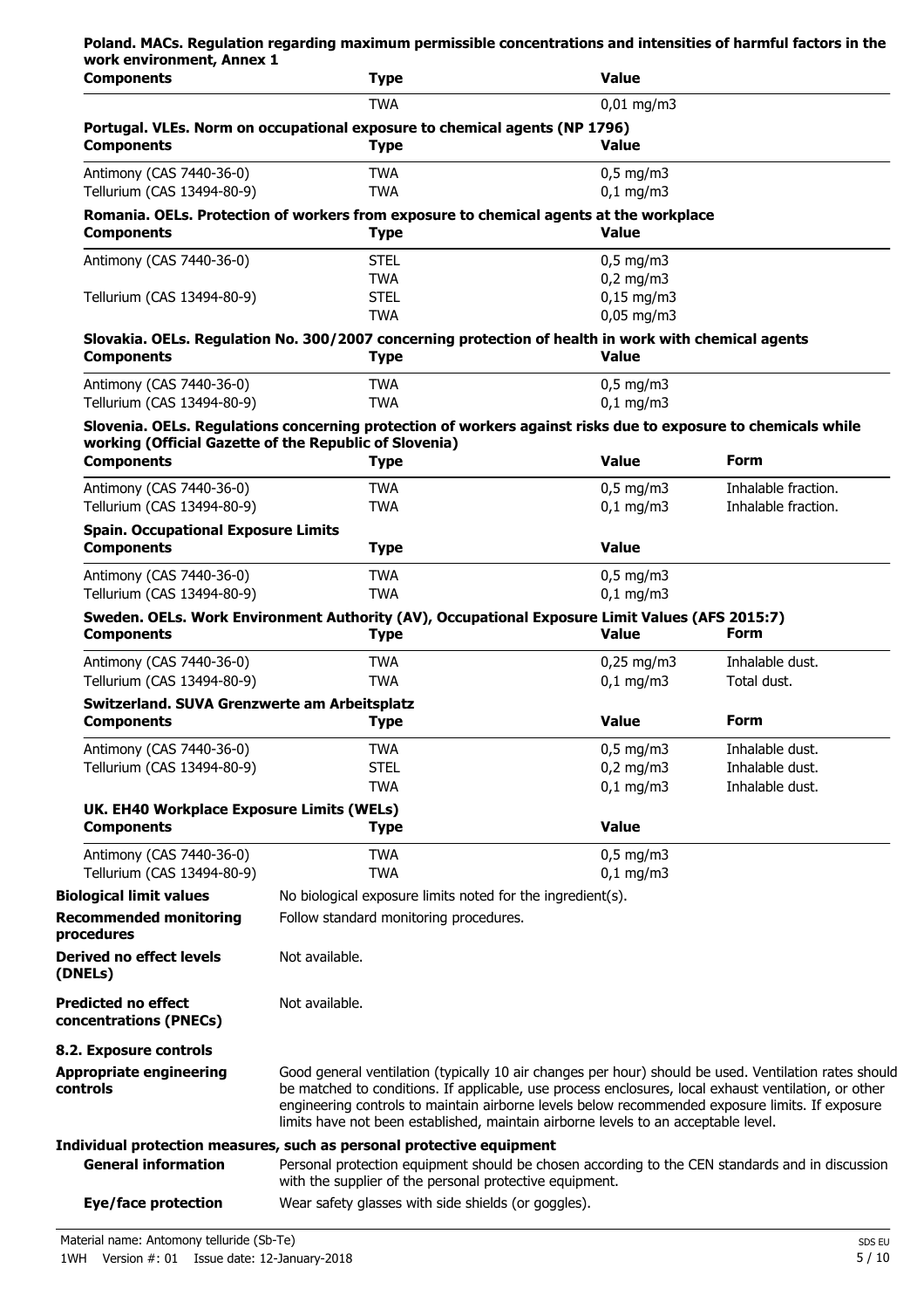**Poland. MACs. Regulation regarding maximum permissible concentrations and intensities of harmful factors in the work environment, Annex 1**

| Components | Type | Value |
|---|---|---|
| | TWA | 0,01 mg/m3 |

**Portugal. VLEs. Norm on occupational exposure to chemical agents (NP 1796)**

| Components | Type | Value |
|---|---|---|
| Antimony (CAS 7440-36-0) | TWA | 0,5 mg/m3 |
| Tellurium (CAS 13494-80-9) | TWA | 0,1 mg/m3 |

**Romania. OELs. Protection of workers from exposure to chemical agents at the workplace**

| Components | Type | Value |
|---|---|---|
| Antimony (CAS 7440-36-0) | STEL | 0,5 mg/m3 |
| | TWA | 0,2 mg/m3 |
| Tellurium (CAS 13494-80-9) | STEL | 0,15 mg/m3 |
| | TWA | 0,05 mg/m3 |

**Slovakia. OELs. Regulation No. 300/2007 concerning protection of health in work with chemical agents**

| Components | Type | Value |
|---|---|---|
| Antimony (CAS 7440-36-0) | TWA | 0,5 mg/m3 |
| Tellurium (CAS 13494-80-9) | TWA | 0,1 mg/m3 |

**Slovenia. OELs. Regulations concerning protection of workers against risks due to exposure to chemicals while working (Official Gazette of the Republic of Slovenia)**

| Components | Type | Value | Form |
|---|---|---|---|
| Antimony (CAS 7440-36-0) | TWA | 0,5 mg/m3 | Inhalable fraction. |
| Tellurium (CAS 13494-80-9) | TWA | 0,1 mg/m3 | Inhalable fraction. |

**Spain. Occupational Exposure Limits**

| Components | Type | Value |
|---|---|---|
| Antimony (CAS 7440-36-0) | TWA | 0,5 mg/m3 |
| Tellurium (CAS 13494-80-9) | TWA | 0,1 mg/m3 |

**Sweden. OELs. Work Environment Authority (AV), Occupational Exposure Limit Values (AFS 2015:7)**

| Components | Type | Value | Form |
|---|---|---|---|
| Antimony (CAS 7440-36-0) | TWA | 0,25 mg/m3 | Inhalable dust. |
| Tellurium (CAS 13494-80-9) | TWA | 0,1 mg/m3 | Total dust. |

**Switzerland. SUVA Grenzwerte am Arbeitsplatz**

| Components | Type | Value | Form |
|---|---|---|---|
| Antimony (CAS 7440-36-0) | TWA | 0,5 mg/m3 | Inhalable dust. |
| Tellurium (CAS 13494-80-9) | STEL | 0,2 mg/m3 | Inhalable dust. |
| | TWA | 0,1 mg/m3 | Inhalable dust. |

**UK. EH40 Workplace Exposure Limits (WELs)**

| Components | Type | Value |
|---|---|---|
| Antimony (CAS 7440-36-0) | TWA | 0,5 mg/m3 |
| Tellurium (CAS 13494-80-9) | TWA | 0,1 mg/m3 |

**Biological limit values** No biological exposure limits noted for the ingredient(s).

**Recommended monitoring procedures** Follow standard monitoring procedures.

**Derived no effect levels (DNELs)** Not available.

**Predicted no effect concentrations (PNECs)** Not available.

**8.2. Exposure controls**

**Appropriate engineering controls** Good general ventilation (typically 10 air changes per hour) should be used. Ventilation rates should be matched to conditions. If applicable, use process enclosures, local exhaust ventilation, or other engineering controls to maintain airborne levels below recommended exposure limits. If exposure limits have not been established, maintain airborne levels to an acceptable level.

**Individual protection measures, such as personal protective equipment**

**General information** Personal protection equipment should be chosen according to the CEN standards and in discussion with the supplier of the personal protective equipment.

**Eye/face protection** Wear safety glasses with side shields (or goggles).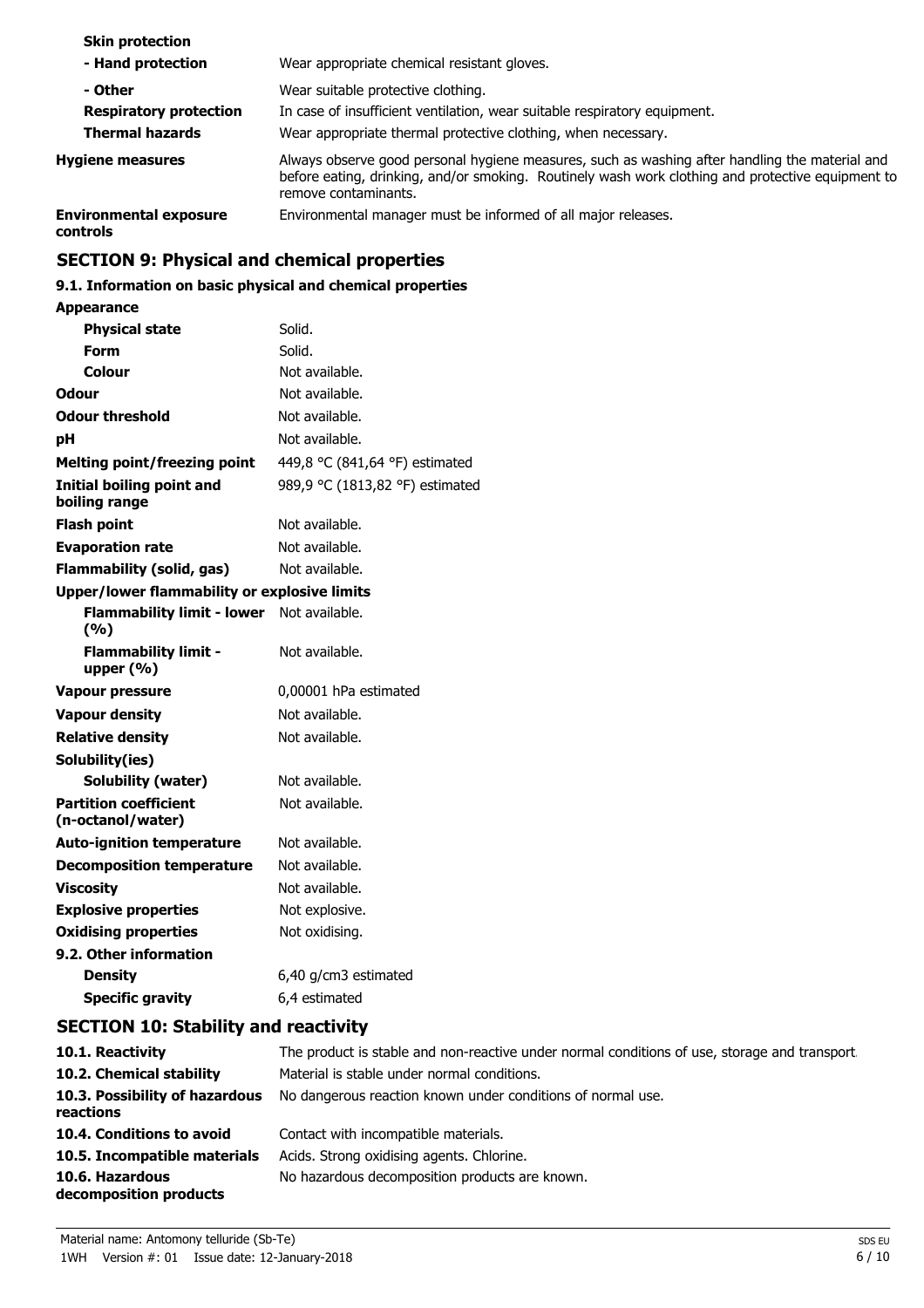| | |
|---|---|
| **Skin protection** | |
| **- Hand protection** | Wear appropriate chemical resistant gloves. |
| **- Other** | Wear suitable protective clothing. |
| **Respiratory protection** | In case of insufficient ventilation, wear suitable respiratory equipment. |
| **Thermal hazards** | Wear appropriate thermal protective clothing, when necessary. |
| **Hygiene measures** | Always observe good personal hygiene measures, such as washing after handling the material and before eating, drinking, and/or smoking. Routinely wash work clothing and protective equipment to remove contaminants. |
| **Environmental exposure controls** | Environmental manager must be informed of all major releases. |

## SECTION 9: Physical and chemical properties

### 9.1. Information on basic physical and chemical properties

| | |
|---|---|
| **Appearance** | |
| **Physical state** | Solid. |
| **Form** | Solid. |
| **Colour** | Not available. |
| **Odour** | Not available. |
| **Odour threshold** | Not available. |
| **pH** | Not available. |
| **Melting point/freezing point** | 449,8 °C (841,64 °F) estimated |
| **Initial boiling point and boiling range** | 989,9 °C (1813,82 °F) estimated |
| **Flash point** | Not available. |
| **Evaporation rate** | Not available. |
| **Flammability (solid, gas)** | Not available. |
| **Upper/lower flammability or explosive limits** | |
| **Flammability limit - lower (%)** | Not available. |
| **Flammability limit - upper (%)** | Not available. |
| **Vapour pressure** | 0,00001 hPa estimated |
| **Vapour density** | Not available. |
| **Relative density** | Not available. |
| **Solubility(ies)** | |
| **Solubility (water)** | Not available. |
| **Partition coefficient (n-octanol/water)** | Not available. |
| **Auto-ignition temperature** | Not available. |
| **Decomposition temperature** | Not available. |
| **Viscosity** | Not available. |
| **Explosive properties** | Not explosive. |
| **Oxidising properties** | Not oxidising. |
| **9.2. Other information** | |
| **Density** | 6,40 g/cm3 estimated |
| **Specific gravity** | 6,4 estimated |

## SECTION 10: Stability and reactivity

| | |
|---|---|
| **10.1. Reactivity** | The product is stable and non-reactive under normal conditions of use, storage and transport. |
| **10.2. Chemical stability** | Material is stable under normal conditions. |
| **10.3. Possibility of hazardous reactions** | No dangerous reaction known under conditions of normal use. |
| **10.4. Conditions to avoid** | Contact with incompatible materials. |
| **10.5. Incompatible materials** | Acids. Strong oxidising agents. Chlorine. |
| **10.6. Hazardous decomposition products** | No hazardous decomposition products are known. |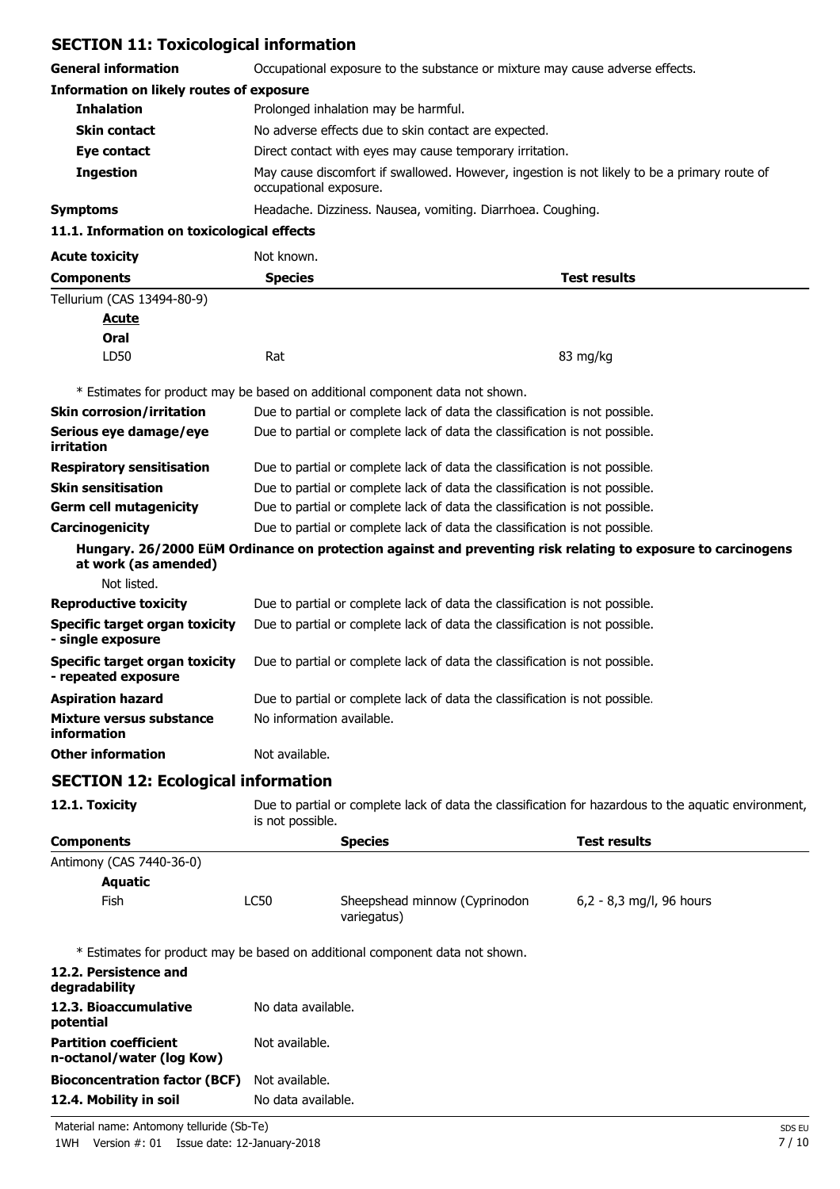## SECTION 11: Toxicological information

**General information** Occupational exposure to the substance or mixture may cause adverse effects.

**Information on likely routes of exposure**

**Inhalation** Prolonged inhalation may be harmful.

**Skin contact** No adverse effects due to skin contact are expected.

**Eye contact** Direct contact with eyes may cause temporary irritation.

**Ingestion** May cause discomfort if swallowed. However, ingestion is not likely to be a primary route of occupational exposure.

**Symptoms** Headache. Dizziness. Nausea, vomiting. Diarrhoea. Coughing.

### 11.1. Information on toxicological effects

**Acute toxicity** Not known.

| Components | Species | Test results |
|---|---|---|
| Tellurium (CAS 13494-80-9) | | |
| **Acute** | | |
| **Oral** | | |
| LD50 | Rat | 83 mg/kg |

* Estimates for product may be based on additional component data not shown.

**Skin corrosion/irritation** Due to partial or complete lack of data the classification is not possible.

**Serious eye damage/eye irritation** Due to partial or complete lack of data the classification is not possible.

**Respiratory sensitisation** Due to partial or complete lack of data the classification is not possible.

**Skin sensitisation** Due to partial or complete lack of data the classification is not possible.

**Germ cell mutagenicity** Due to partial or complete lack of data the classification is not possible.

**Carcinogenicity** Due to partial or complete lack of data the classification is not possible.

**Hungary. 26/2000 EüM Ordinance on protection against and preventing risk relating to exposure to carcinogens at work (as amended)**

Not listed.

**Reproductive toxicity** Due to partial or complete lack of data the classification is not possible.

**Specific target organ toxicity - single exposure** Due to partial or complete lack of data the classification is not possible.

**Specific target organ toxicity - repeated exposure** Due to partial or complete lack of data the classification is not possible.

**Aspiration hazard** Due to partial or complete lack of data the classification is not possible.

**Mixture versus substance information** No information available.

**Other information** Not available.

## SECTION 12: Ecological information

**12.1. Toxicity** Due to partial or complete lack of data the classification for hazardous to the aquatic environment, is not possible.

| Components | | Species | Test results |
|---|---|---|---|
| Antimony (CAS 7440-36-0) | | | |
| **Aquatic** | | | |
| Fish | LC50 | Sheepshead minnow (Cyprinodon variegatus) | 6,2 - 8,3 mg/l, 96 hours |

* Estimates for product may be based on additional component data not shown.

**12.2. Persistence and degradability**

**12.3. Bioaccumulative potential** No data available.

**Partition coefficient n-octanol/water (log Kow)** Not available.

**Bioconcentration factor (BCF)** Not available.

**12.4. Mobility in soil** No data available.

Material name: Antomony telluride (Sb-Te)

1WH Version #: 01 Issue date: 12-January-2018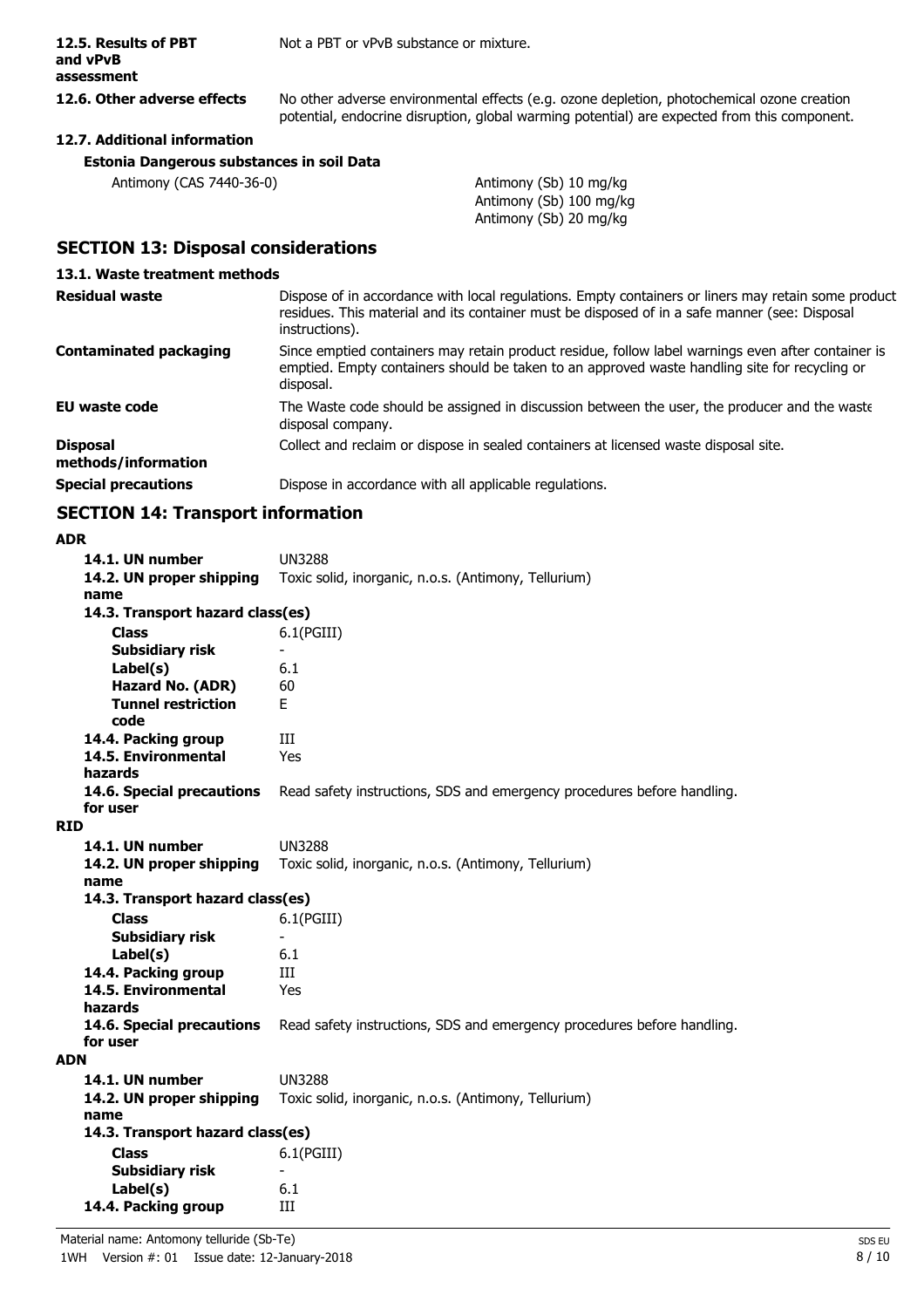| | |
|---|---|
| **12.5. Results of PBT and vPvB assessment** | Not a PBT or vPvB substance or mixture. |
| **12.6. Other adverse effects** | No other adverse environmental effects (e.g. ozone depletion, photochemical ozone creation potential, endocrine disruption, global warming potential) are expected from this component. |

### 12.7. Additional information

**Estonia Dangerous substances in soil Data**

| | |
|---|---|
| Antimony (CAS 7440-36-0) | Antimony (Sb) 10 mg/kg<br>Antimony (Sb) 100 mg/kg<br>Antimony (Sb) 20 mg/kg |

## SECTION 13: Disposal considerations

### 13.1. Waste treatment methods

| | |
|---|---|
| **Residual waste** | Dispose of in accordance with local regulations. Empty containers or liners may retain some product residues. This material and its container must be disposed of in a safe manner (see: Disposal instructions). |
| **Contaminated packaging** | Since emptied containers may retain product residue, follow label warnings even after container is emptied. Empty containers should be taken to an approved waste handling site for recycling or disposal. |
| **EU waste code** | The Waste code should be assigned in discussion between the user, the producer and the waste disposal company. |
| **Disposal methods/information** | Collect and reclaim or dispose in sealed containers at licensed waste disposal site. |
| **Special precautions** | Dispose in accordance with all applicable regulations. |

## SECTION 14: Transport information

**ADR**

| | |
|---|---|
| **14.1. UN number** | UN3288 |
| **14.2. UN proper shipping name** | Toxic solid, inorganic, n.o.s. (Antimony, Tellurium) |
| **14.3. Transport hazard class(es)** | |
| **Class** | 6.1(PGIII) |
| **Subsidiary risk** | - |
| **Label(s)** | 6.1 |
| **Hazard No. (ADR)** | 60 |
| **Tunnel restriction code** | E |
| **14.4. Packing group** | III |
| **14.5. Environmental hazards** | Yes |
| **14.6. Special precautions for user** | Read safety instructions, SDS and emergency procedures before handling. |

**RID**

| | |
|---|---|
| **14.1. UN number** | UN3288 |
| **14.2. UN proper shipping name** | Toxic solid, inorganic, n.o.s. (Antimony, Tellurium) |
| **14.3. Transport hazard class(es)** | |
| **Class** | 6.1(PGIII) |
| **Subsidiary risk** | - |
| **Label(s)** | 6.1 |
| **14.4. Packing group** | III |
| **14.5. Environmental hazards** | Yes |
| **14.6. Special precautions for user** | Read safety instructions, SDS and emergency procedures before handling. |

**ADN**

| | |
|---|---|
| **14.1. UN number** | UN3288 |
| **14.2. UN proper shipping name** | Toxic solid, inorganic, n.o.s. (Antimony, Tellurium) |
| **14.3. Transport hazard class(es)** | |
| **Class** | 6.1(PGIII) |
| **Subsidiary risk** | - |
| **Label(s)** | 6.1 |
| **14.4. Packing group** | III |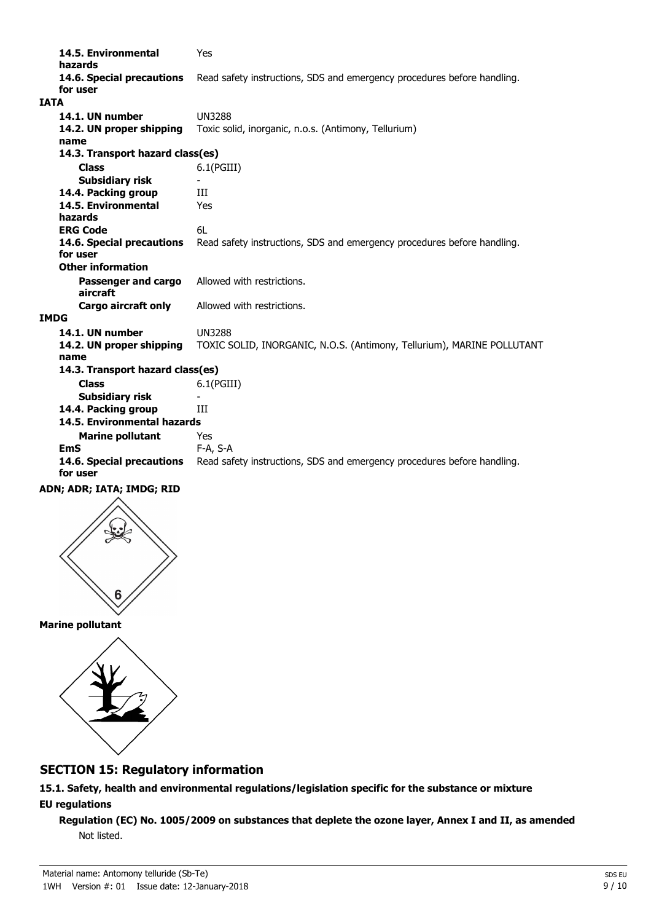| | |
|---|---|
| **14.5. Environmental hazards** | Yes |
| **14.6. Special precautions for user** | Read safety instructions, SDS and emergency procedures before handling. |

**IATA**

| | |
|---|---|
| **14.1. UN number** | UN3288 |
| **14.2. UN proper shipping name** | Toxic solid, inorganic, n.o.s. (Antimony, Tellurium) |
| **14.3. Transport hazard class(es)** | |
| **Class** | 6.1(PGIII) |
| **Subsidiary risk** | - |
| **14.4. Packing group** | III |
| **14.5. Environmental hazards** | Yes |
| **ERG Code** | 6L |
| **14.6. Special precautions for user** | Read safety instructions, SDS and emergency procedures before handling. |
| **Other information** | |
| **Passenger and cargo aircraft** | Allowed with restrictions. |
| **Cargo aircraft only** | Allowed with restrictions. |

**IMDG**

| | |
|---|---|
| **14.1. UN number** | UN3288 |
| **14.2. UN proper shipping name** | TOXIC SOLID, INORGANIC, N.O.S. (Antimony, Tellurium), MARINE POLLUTANT |
| **14.3. Transport hazard class(es)** | |
| **Class** | 6.1(PGIII) |
| **Subsidiary risk** | - |
| **14.4. Packing group** | III |
| **14.5. Environmental hazards** | |
| **Marine pollutant** | Yes |
| **EmS** | F-A, S-A |
| **14.6. Special precautions for user** | Read safety instructions, SDS and emergency procedures before handling. |

**ADN; ADR; IATA; IMDG; RID**

**Marine pollutant**

## SECTION 15: Regulatory information

### 15.1. Safety, health and environmental regulations/legislation specific for the substance or mixture

**EU regulations**

**Regulation (EC) No. 1005/2009 on substances that deplete the ozone layer, Annex I and II, as amended**

Not listed.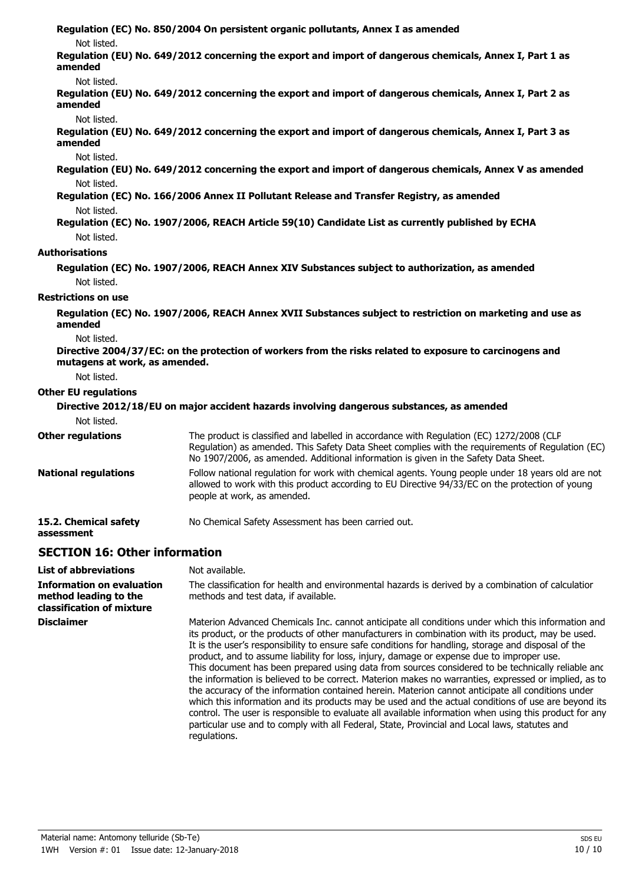**Regulation (EC) No. 850/2004 On persistent organic pollutants, Annex I as amended**

Not listed.

**Regulation (EU) No. 649/2012 concerning the export and import of dangerous chemicals, Annex I, Part 1 as amended**

Not listed.

**Regulation (EU) No. 649/2012 concerning the export and import of dangerous chemicals, Annex I, Part 2 as amended**

Not listed.

**Regulation (EU) No. 649/2012 concerning the export and import of dangerous chemicals, Annex I, Part 3 as amended**

Not listed.

**Regulation (EU) No. 649/2012 concerning the export and import of dangerous chemicals, Annex V as amended**

Not listed.

**Regulation (EC) No. 166/2006 Annex II Pollutant Release and Transfer Registry, as amended**

Not listed.

**Regulation (EC) No. 1907/2006, REACH Article 59(10) Candidate List as currently published by ECHA**

Not listed.

**Authorisations**

**Regulation (EC) No. 1907/2006, REACH Annex XIV Substances subject to authorization, as amended**

Not listed.

**Restrictions on use**

**Regulation (EC) No. 1907/2006, REACH Annex XVII Substances subject to restriction on marketing and use as amended**

Not listed.

**Directive 2004/37/EC: on the protection of workers from the risks related to exposure to carcinogens and mutagens at work, as amended.**

Not listed.

**Other EU regulations**

**Directive 2012/18/EU on major accident hazards involving dangerous substances, as amended**

Not listed.

**Other regulations** The product is classified and labelled in accordance with Regulation (EC) 1272/2008 (CLP Regulation) as amended. This Safety Data Sheet complies with the requirements of Regulation (EC) No 1907/2006, as amended. Additional information is given in the Safety Data Sheet.

**National regulations** Follow national regulation for work with chemical agents. Young people under 18 years old are not allowed to work with this product according to EU Directive 94/33/EC on the protection of young people at work, as amended.

**15.2. Chemical safety assessment** No Chemical Safety Assessment has been carried out.

## SECTION 16: Other information

**List of abbreviations** Not available.

**Information on evaluation method leading to the classification of mixture** The classification for health and environmental hazards is derived by a combination of calculation methods and test data, if available.

**Disclaimer** Materion Advanced Chemicals Inc. cannot anticipate all conditions under which this information and its product, or the products of other manufacturers in combination with its product, may be used. It is the user's responsibility to ensure safe conditions for handling, storage and disposal of the product, and to assume liability for loss, injury, damage or expense due to improper use. This document has been prepared using data from sources considered to be technically reliable and the information is believed to be correct. Materion makes no warranties, expressed or implied, as to the accuracy of the information contained herein. Materion cannot anticipate all conditions under which this information and its products may be used and the actual conditions of use are beyond its control. The user is responsible to evaluate all available information when using this product for any particular use and to comply with all Federal, State, Provincial and Local laws, statutes and regulations.

Material name: Antomony telluride (Sb-Te)
1WH Version #: 01 Issue date: 12-January-2018